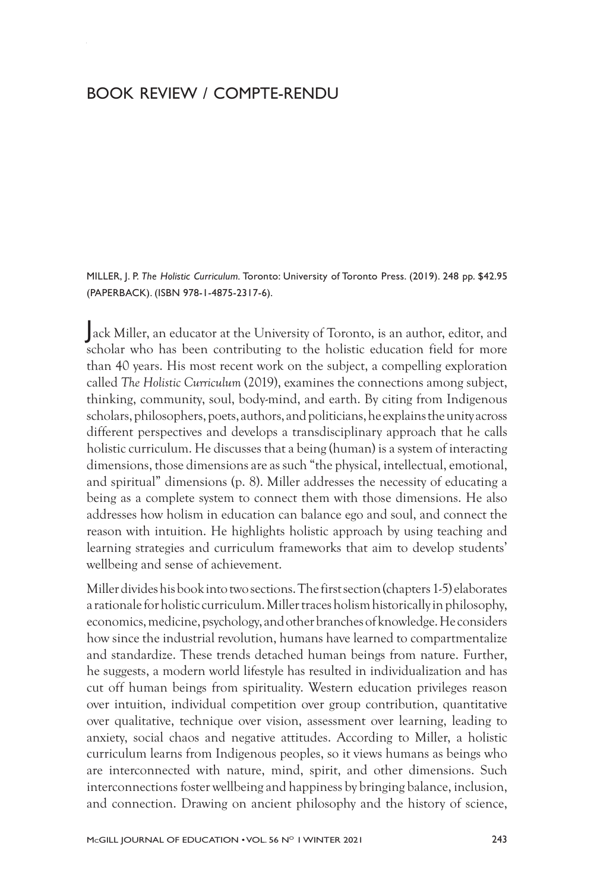# BOOK REVIEW / COMPTE-RENDU

MILLER, J. P. *The Holistic Curriculum.* Toronto: University of Toronto Press. (2019). 248 pp. $42.95 (PAPERBACK). (ISBN 978-1-4875-2317-6).

Jack Miller, an educator at the University of Toronto, is an author, editor, and scholar who has been contributing to the holistic education field for more than 40 years. His most recent work on the subject, a compelling exploration called *The Holistic Curriculum* (2019), examines the connections among subject, thinking, community, soul, body-mind, and earth. By citing from Indigenous scholars, philosophers, poets, authors, and politicians, he explains the unity across different perspectives and develops a transdisciplinary approach that he calls holistic curriculum. He discusses that a being (human) is a system of interacting dimensions, those dimensions are as such "the physical, intellectual, emotional, and spiritual" dimensions (p. 8). Miller addresses the necessity of educating a being as a complete system to connect them with those dimensions. He also addresses how holism in education can balance ego and soul, and connect the reason with intuition. He highlights holistic approach by using teaching and learning strategies and curriculum frameworks that aim to develop students' wellbeing and sense of achievement.

Miller divides his book into two sections. The first section (chapters 1-5) elaborates a rationale for holistic curriculum. Miller traces holism historically in philosophy, economics, medicine, psychology, and other branches of knowledge. He considers how since the industrial revolution, humans have learned to compartmentalize and standardize. These trends detached human beings from nature. Further, he suggests, a modern world lifestyle has resulted in individualization and has cut off human beings from spirituality. Western education privileges reason over intuition, individual competition over group contribution, quantitative over qualitative, technique over vision, assessment over learning, leading to anxiety, social chaos and negative attitudes. According to Miller, a holistic curriculum learns from Indigenous peoples, so it views humans as beings who are interconnected with nature, mind, spirit, and other dimensions. Such interconnections foster wellbeing and happiness by bringing balance, inclusion, and connection. Drawing on ancient philosophy and the history of science,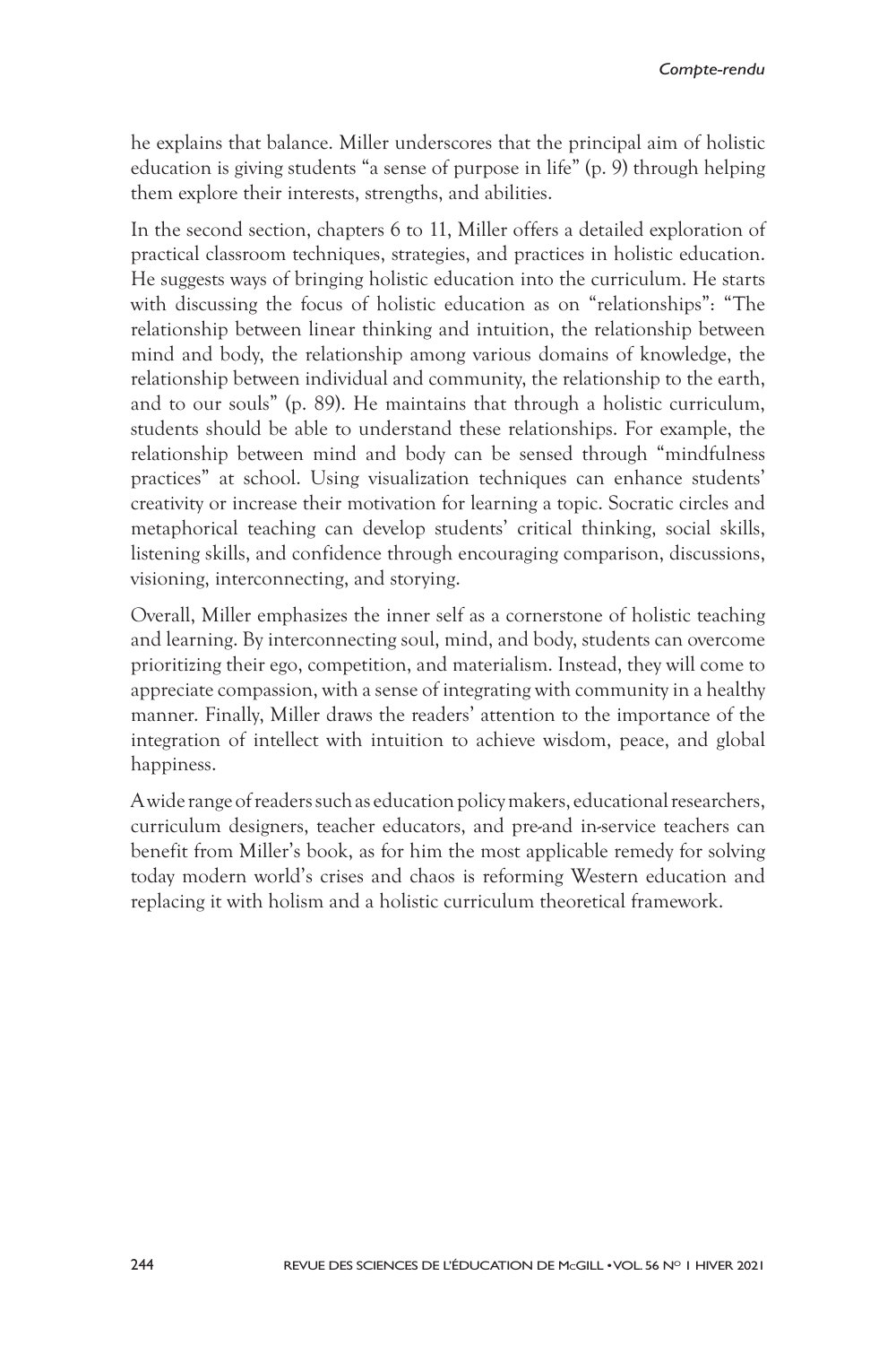he explains that balance. Miller underscores that the principal aim of holistic education is giving students "a sense of purpose in life" (p. 9) through helping them explore their interests, strengths, and abilities.

In the second section, chapters 6 to 11, Miller offers a detailed exploration of practical classroom techniques, strategies, and practices in holistic education. He suggests ways of bringing holistic education into the curriculum. He starts with discussing the focus of holistic education as on "relationships": "The relationship between linear thinking and intuition, the relationship between mind and body, the relationship among various domains of knowledge, the relationship between individual and community, the relationship to the earth, and to our souls" (p. 89). He maintains that through a holistic curriculum, students should be able to understand these relationships. For example, the relationship between mind and body can be sensed through "mindfulness practices" at school. Using visualization techniques can enhance students' creativity or increase their motivation for learning a topic. Socratic circles and metaphorical teaching can develop students' critical thinking, social skills, listening skills, and confidence through encouraging comparison, discussions, visioning, interconnecting, and storying.

Overall, Miller emphasizes the inner self as a cornerstone of holistic teaching and learning. By interconnecting soul, mind, and body, students can overcome prioritizing their ego, competition, and materialism. Instead, they will come to appreciate compassion, with a sense of integrating with community in a healthy manner. Finally, Miller draws the readers' attention to the importance of the integration of intellect with intuition to achieve wisdom, peace, and global happiness.

A wide range of readers such as education policy makers, educational researchers, curriculum designers, teacher educators, and pre-and in-service teachers can benefit from Miller's book, as for him the most applicable remedy for solving today modern world's crises and chaos is reforming Western education and replacing it with holism and a holistic curriculum theoretical framework.